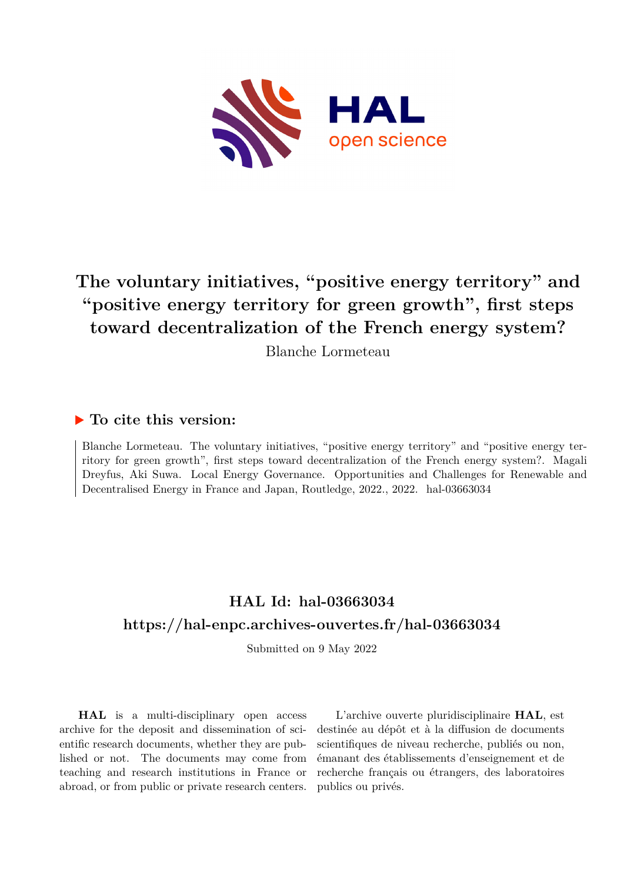# The voluntary initiatives, “positive energy territory” and “positive energy territory for green growth”, first steps toward decentralization of the French energy system?

Blanche Lormeteau

## ▶ To cite this version:

Blanche Lormeteau. The voluntary initiatives, “positive energy territory” and “positive energy territory for green growth”, first steps toward decentralization of the French energy system?. Magali Dreyfus, Aki Suwa. Local Energy Governance. Opportunities and Challenges for Renewable and Decentralised Energy in France and Japan, Routledge, 2022., 2022. hal-03663034

## HAL Id: hal-03663034

## https://hal-enpc.archives-ouvertes.fr/hal-03663034

Submitted on 9 May 2022

**HAL** is a multi-disciplinary open access archive for the deposit and dissemination of scientific research documents, whether they are published or not. The documents may come from teaching and research institutions in France or abroad, or from public or private research centers.

L’archive ouverte pluridisciplinaire **HAL**, est destinée au dépôt et à la diffusion de documents scientifiques de niveau recherche, publiés ou non, émanant des établissements d’enseignement et de recherche français ou étrangers, des laboratoires publics ou privés.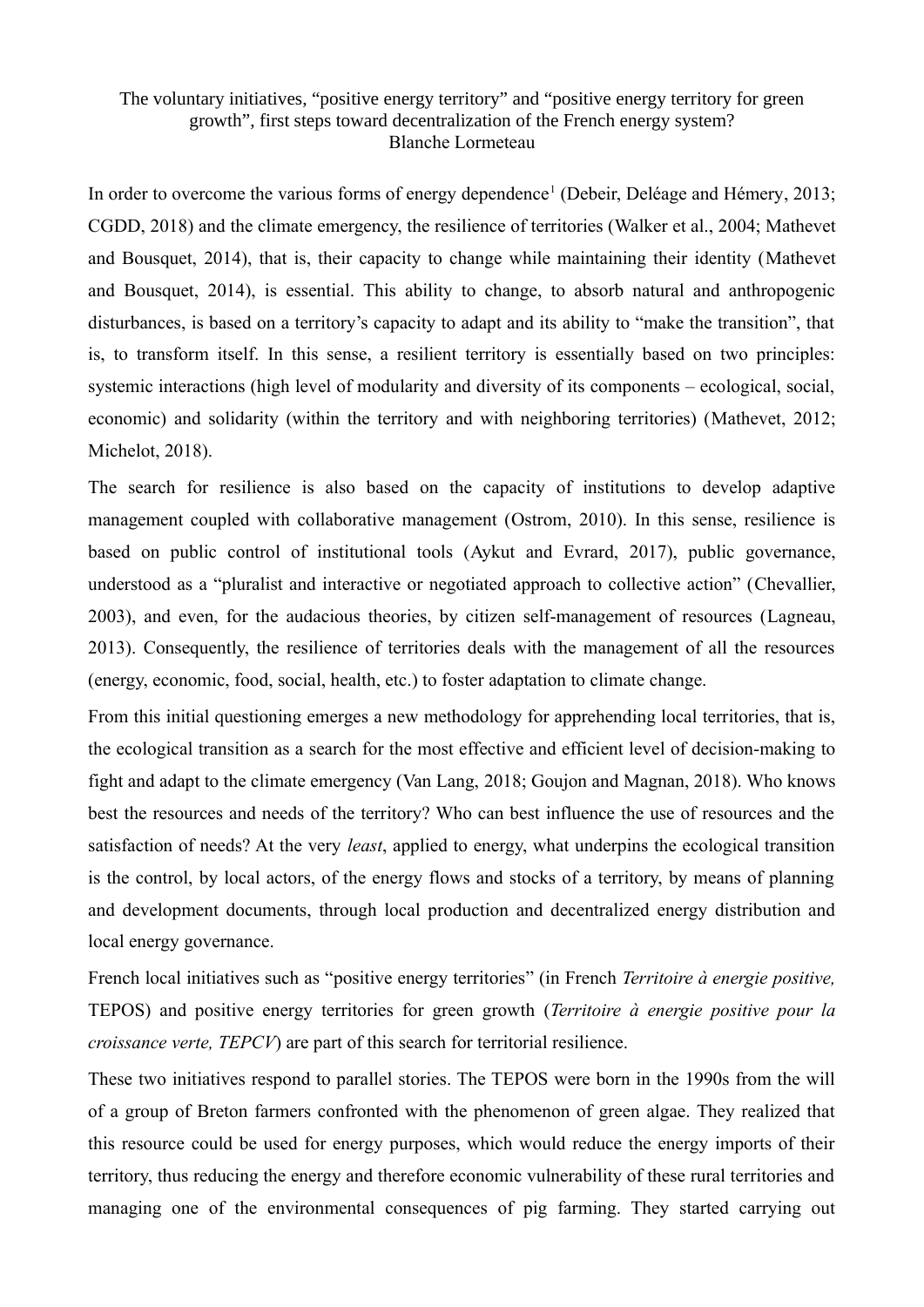The voluntary initiatives, "positive energy territory" and "positive energy territory for green growth", first steps toward decentralization of the French energy system?
Blanche Lormeteau

In order to overcome the various forms of energy dependence[1] (Debeir, Deléage and Hémery, 2013; CGDD, 2018) and the climate emergency, the resilience of territories (Walker et al., 2004; Mathevet and Bousquet, 2014), that is, their capacity to change while maintaining their identity (Mathevet and Bousquet, 2014), is essential. This ability to change, to absorb natural and anthropogenic disturbances, is based on a territory's capacity to adapt and its ability to "make the transition", that is, to transform itself. In this sense, a resilient territory is essentially based on two principles: systemic interactions (high level of modularity and diversity of its components – ecological, social, economic) and solidarity (within the territory and with neighboring territories) (Mathevet, 2012; Michelot, 2018).

The search for resilience is also based on the capacity of institutions to develop adaptive management coupled with collaborative management (Ostrom, 2010). In this sense, resilience is based on public control of institutional tools (Aykut and Evrard, 2017), public governance, understood as a "pluralist and interactive or negotiated approach to collective action" (Chevallier, 2003), and even, for the audacious theories, by citizen self-management of resources (Lagneau, 2013). Consequently, the resilience of territories deals with the management of all the resources (energy, economic, food, social, health, etc.) to foster adaptation to climate change.

From this initial questioning emerges a new methodology for apprehending local territories, that is, the ecological transition as a search for the most effective and efficient level of decision-making to fight and adapt to the climate emergency (Van Lang, 2018; Goujon and Magnan, 2018). Who knows best the resources and needs of the territory? Who can best influence the use of resources and the satisfaction of needs? At the very *least*, applied to energy, what underpins the ecological transition is the control, by local actors, of the energy flows and stocks of a territory, by means of planning and development documents, through local production and decentralized energy distribution and local energy governance.

French local initiatives such as "positive energy territories" (in French *Territoire à energie positive,* TEPOS) and positive energy territories for green growth (*Territoire à energie positive pour la croissance verte, TEPCV*) are part of this search for territorial resilience.

These two initiatives respond to parallel stories. The TEPOS were born in the 1990s from the will of a group of Breton farmers confronted with the phenomenon of green algae. They realized that this resource could be used for energy purposes, which would reduce the energy imports of their territory, thus reducing the energy and therefore economic vulnerability of these rural territories and managing one of the environmental consequences of pig farming. They started carrying out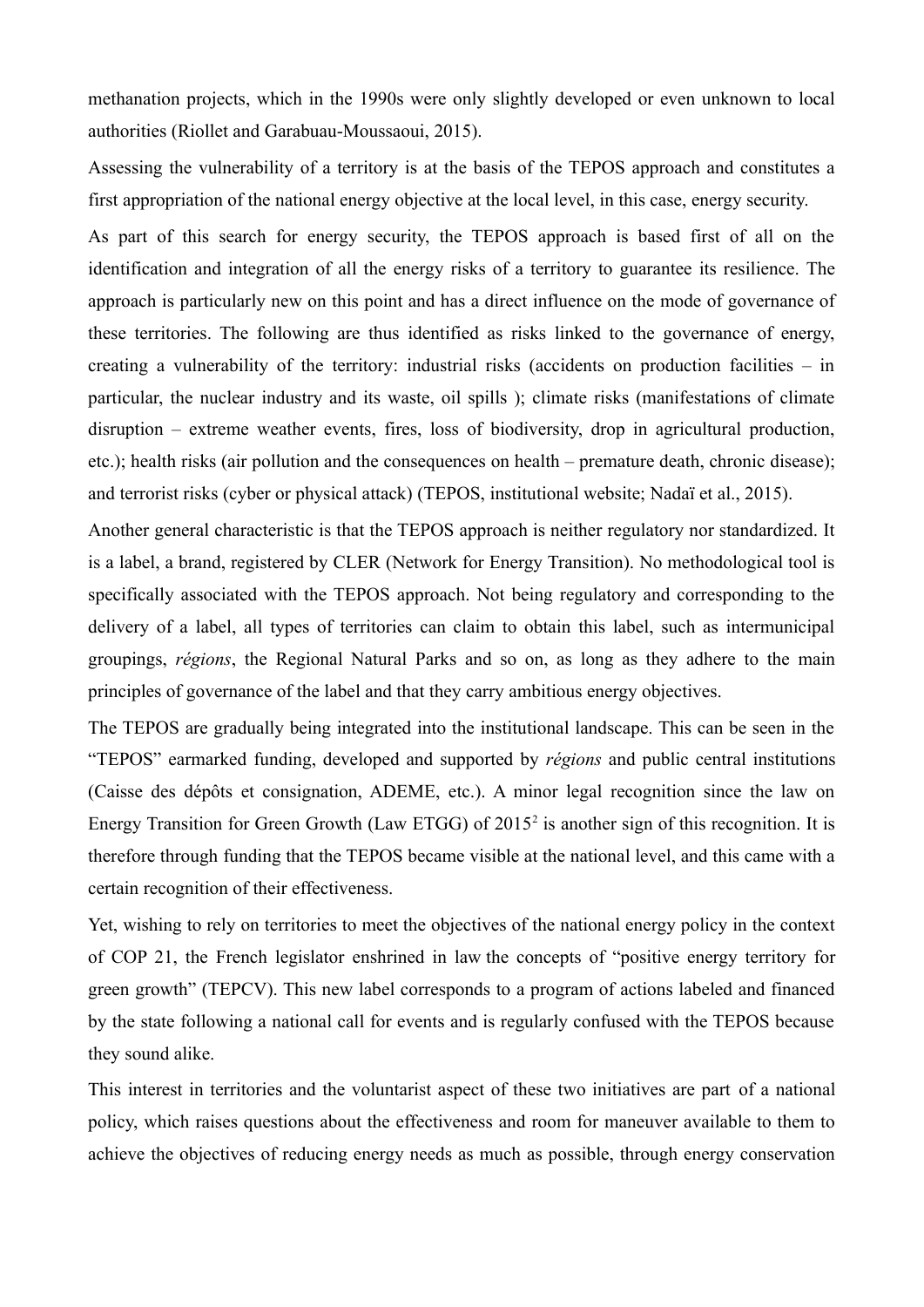methanation projects, which in the 1990s were only slightly developed or even unknown to local authorities (Riollet and Garabuau-Moussaoui, 2015).

Assessing the vulnerability of a territory is at the basis of the TEPOS approach and constitutes a first appropriation of the national energy objective at the local level, in this case, energy security.

As part of this search for energy security, the TEPOS approach is based first of all on the identification and integration of all the energy risks of a territory to guarantee its resilience. The approach is particularly new on this point and has a direct influence on the mode of governance of these territories. The following are thus identified as risks linked to the governance of energy, creating a vulnerability of the territory: industrial risks (accidents on production facilities – in particular, the nuclear industry and its waste, oil spills ); climate risks (manifestations of climate disruption – extreme weather events, fires, loss of biodiversity, drop in agricultural production, etc.); health risks (air pollution and the consequences on health – premature death, chronic disease); and terrorist risks (cyber or physical attack) (TEPOS, institutional website; Nadaï et al., 2015).

Another general characteristic is that the TEPOS approach is neither regulatory nor standardized. It is a label, a brand, registered by CLER (Network for Energy Transition). No methodological tool is specifically associated with the TEPOS approach. Not being regulatory and corresponding to the delivery of a label, all types of territories can claim to obtain this label, such as intermunicipal groupings, *régions*, the Regional Natural Parks and so on, as long as they adhere to the main principles of governance of the label and that they carry ambitious energy objectives.

The TEPOS are gradually being integrated into the institutional landscape. This can be seen in the "TEPOS" earmarked funding, developed and supported by *régions* and public central institutions (Caisse des dépôts et consignation, ADEME, etc.). A minor legal recognition since the law on Energy Transition for Green Growth (Law ETGG) of 2015[2] is another sign of this recognition. It is therefore through funding that the TEPOS became visible at the national level, and this came with a certain recognition of their effectiveness.

Yet, wishing to rely on territories to meet the objectives of the national energy policy in the context of COP 21, the French legislator enshrined in law the concepts of "positive energy territory for green growth" (TEPCV). This new label corresponds to a program of actions labeled and financed by the state following a national call for events and is regularly confused with the TEPOS because they sound alike.

This interest in territories and the voluntarist aspect of these two initiatives are part of a national policy, which raises questions about the effectiveness and room for maneuver available to them to achieve the objectives of reducing energy needs as much as possible, through energy conservation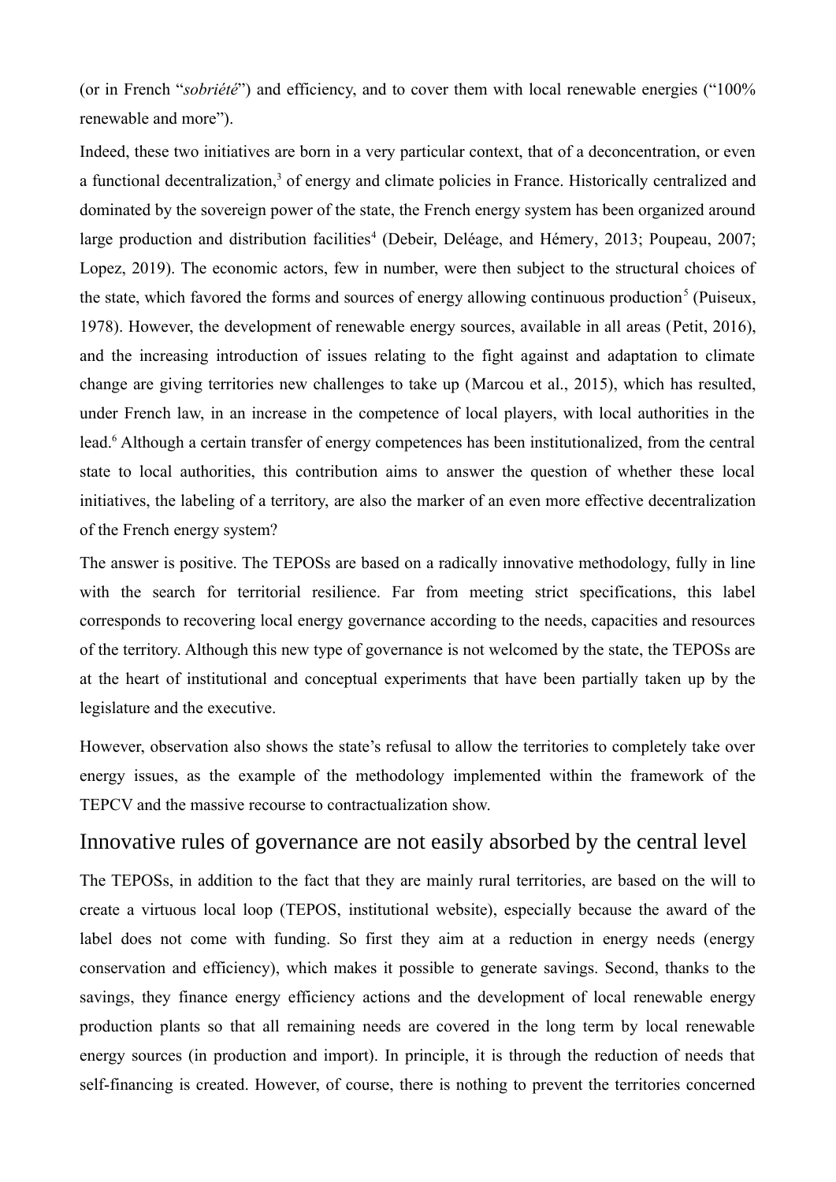(or in French "*sobriété*") and efficiency, and to cover them with local renewable energies ("100% renewable and more").

Indeed, these two initiatives are born in a very particular context, that of a deconcentration, or even a functional decentralization,[3] of energy and climate policies in France. Historically centralized and dominated by the sovereign power of the state, the French energy system has been organized around large production and distribution facilities[4] (Debeir, Deléage, and Hémery, 2013; Poupeau, 2007; Lopez, 2019). The economic actors, few in number, were then subject to the structural choices of the state, which favored the forms and sources of energy allowing continuous production[5] (Puiseux, 1978). However, the development of renewable energy sources, available in all areas (Petit, 2016), and the increasing introduction of issues relating to the fight against and adaptation to climate change are giving territories new challenges to take up (Marcou et al., 2015), which has resulted, under French law, in an increase in the competence of local players, with local authorities in the lead.[6] Although a certain transfer of energy competences has been institutionalized, from the central state to local authorities, this contribution aims to answer the question of whether these local initiatives, the labeling of a territory, are also the marker of an even more effective decentralization of the French energy system?

The answer is positive. The TEPOSs are based on a radically innovative methodology, fully in line with the search for territorial resilience. Far from meeting strict specifications, this label corresponds to recovering local energy governance according to the needs, capacities and resources of the territory. Although this new type of governance is not welcomed by the state, the TEPOSs are at the heart of institutional and conceptual experiments that have been partially taken up by the legislature and the executive.

However, observation also shows the state's refusal to allow the territories to completely take over energy issues, as the example of the methodology implemented within the framework of the TEPCV and the massive recourse to contractualization show.

## Innovative rules of governance are not easily absorbed by the central level

The TEPOSs, in addition to the fact that they are mainly rural territories, are based on the will to create a virtuous local loop (TEPOS, institutional website), especially because the award of the label does not come with funding. So first they aim at a reduction in energy needs (energy conservation and efficiency), which makes it possible to generate savings. Second, thanks to the savings, they finance energy efficiency actions and the development of local renewable energy production plants so that all remaining needs are covered in the long term by local renewable energy sources (in production and import). In principle, it is through the reduction of needs that self-financing is created. However, of course, there is nothing to prevent the territories concerned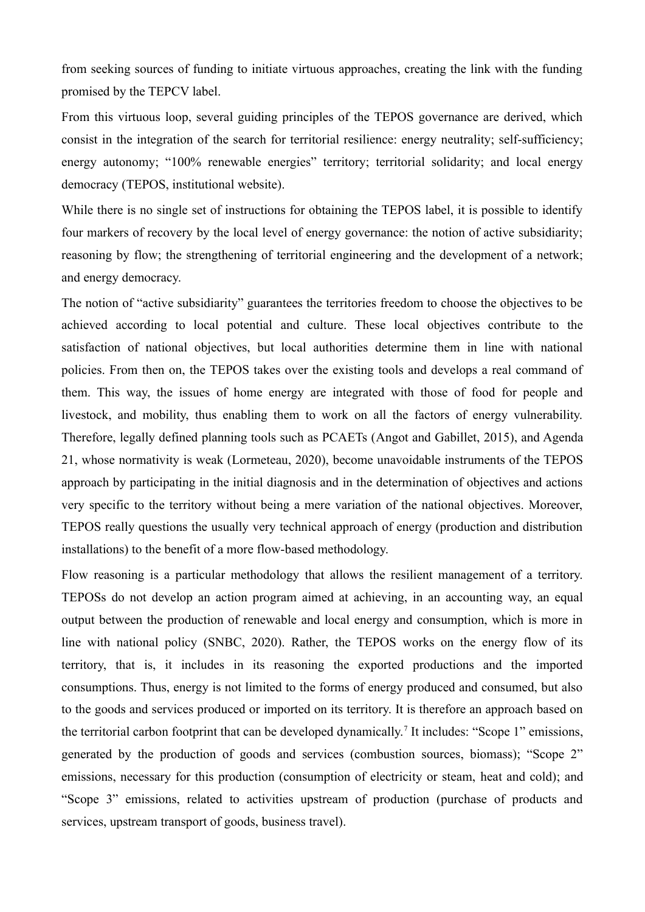from seeking sources of funding to initiate virtuous approaches, creating the link with the funding promised by the TEPCV label.

From this virtuous loop, several guiding principles of the TEPOS governance are derived, which consist in the integration of the search for territorial resilience: energy neutrality; self-sufficiency; energy autonomy; "100% renewable energies" territory; territorial solidarity; and local energy democracy (TEPOS, institutional website).

While there is no single set of instructions for obtaining the TEPOS label, it is possible to identify four markers of recovery by the local level of energy governance: the notion of active subsidiarity; reasoning by flow; the strengthening of territorial engineering and the development of a network; and energy democracy.

The notion of "active subsidiarity" guarantees the territories freedom to choose the objectives to be achieved according to local potential and culture. These local objectives contribute to the satisfaction of national objectives, but local authorities determine them in line with national policies. From then on, the TEPOS takes over the existing tools and develops a real command of them. This way, the issues of home energy are integrated with those of food for people and livestock, and mobility, thus enabling them to work on all the factors of energy vulnerability. Therefore, legally defined planning tools such as PCAETs (Angot and Gabillet, 2015), and Agenda 21, whose normativity is weak (Lormeteau, 2020), become unavoidable instruments of the TEPOS approach by participating in the initial diagnosis and in the determination of objectives and actions very specific to the territory without being a mere variation of the national objectives. Moreover, TEPOS really questions the usually very technical approach of energy (production and distribution installations) to the benefit of a more flow-based methodology.

Flow reasoning is a particular methodology that allows the resilient management of a territory. TEPOSs do not develop an action program aimed at achieving, in an accounting way, an equal output between the production of renewable and local energy and consumption, which is more in line with national policy (SNBC, 2020). Rather, the TEPOS works on the energy flow of its territory, that is, it includes in its reasoning the exported productions and the imported consumptions. Thus, energy is not limited to the forms of energy produced and consumed, but also to the goods and services produced or imported on its territory. It is therefore an approach based on the territorial carbon footprint that can be developed dynamically.[7] It includes: "Scope 1" emissions, generated by the production of goods and services (combustion sources, biomass); "Scope 2" emissions, necessary for this production (consumption of electricity or steam, heat and cold); and "Scope 3" emissions, related to activities upstream of production (purchase of products and services, upstream transport of goods, business travel).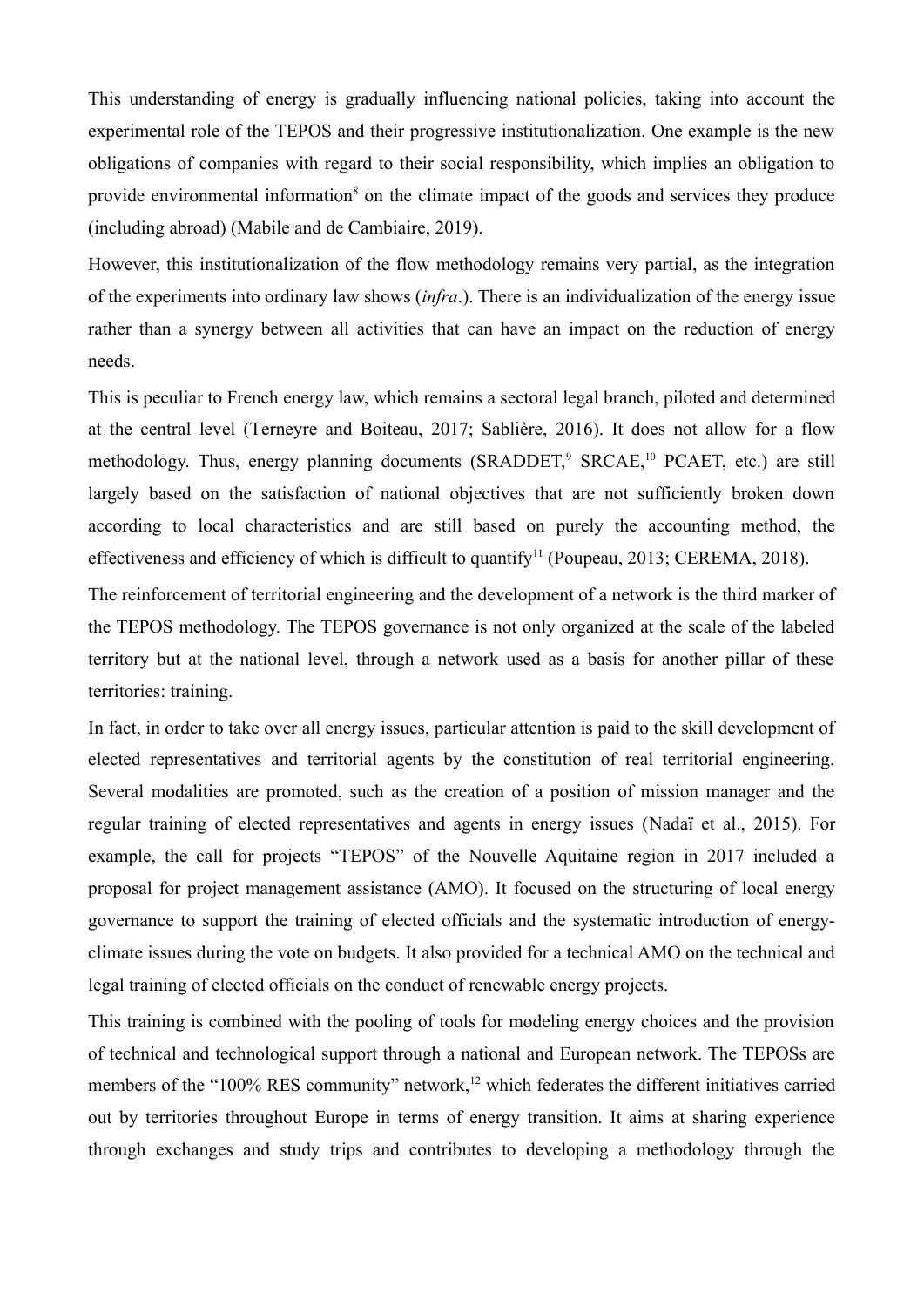This understanding of energy is gradually influencing national policies, taking into account the experimental role of the TEPOS and their progressive institutionalization. One example is the new obligations of companies with regard to their social responsibility, which implies an obligation to provide environmental information[8] on the climate impact of the goods and services they produce (including abroad) (Mabile and de Cambiaire, 2019).

However, this institutionalization of the flow methodology remains very partial, as the integration of the experiments into ordinary law shows (*infra*.). There is an individualization of the energy issue rather than a synergy between all activities that can have an impact on the reduction of energy needs.

This is peculiar to French energy law, which remains a sectoral legal branch, piloted and determined at the central level (Terneyre and Boiteau, 2017; Sablière, 2016). It does not allow for a flow methodology. Thus, energy planning documents (SRADDET,[9] SRCAE,[10] PCAET, etc.) are still largely based on the satisfaction of national objectives that are not sufficiently broken down according to local characteristics and are still based on purely the accounting method, the effectiveness and efficiency of which is difficult to quantify[11] (Poupeau, 2013; CEREMA, 2018).

The reinforcement of territorial engineering and the development of a network is the third marker of the TEPOS methodology. The TEPOS governance is not only organized at the scale of the labeled territory but at the national level, through a network used as a basis for another pillar of these territories: training.

In fact, in order to take over all energy issues, particular attention is paid to the skill development of elected representatives and territorial agents by the constitution of real territorial engineering. Several modalities are promoted, such as the creation of a position of mission manager and the regular training of elected representatives and agents in energy issues (Nadaï et al., 2015). For example, the call for projects "TEPOS" of the Nouvelle Aquitaine region in 2017 included a proposal for project management assistance (AMO). It focused on the structuring of local energy governance to support the training of elected officials and the systematic introduction of energy-climate issues during the vote on budgets. It also provided for a technical AMO on the technical and legal training of elected officials on the conduct of renewable energy projects.

This training is combined with the pooling of tools for modeling energy choices and the provision of technical and technological support through a national and European network. The TEPOSs are members of the "100% RES community" network,[12] which federates the different initiatives carried out by territories throughout Europe in terms of energy transition. It aims at sharing experience through exchanges and study trips and contributes to developing a methodology through the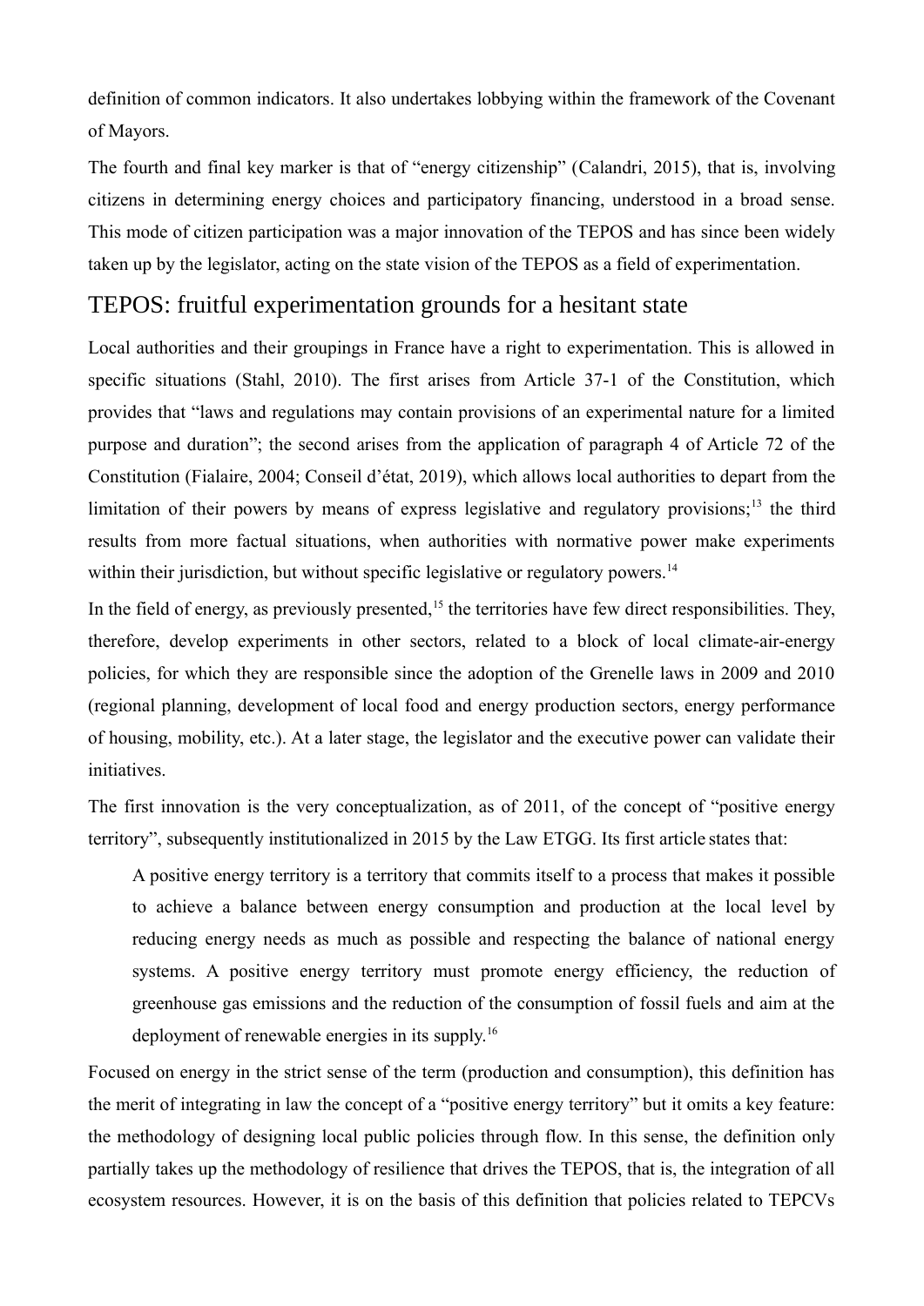definition of common indicators. It also undertakes lobbying within the framework of the Covenant of Mayors.

The fourth and final key marker is that of "energy citizenship" (Calandri, 2015), that is, involving citizens in determining energy choices and participatory financing, understood in a broad sense. This mode of citizen participation was a major innovation of the TEPOS and has since been widely taken up by the legislator, acting on the state vision of the TEPOS as a field of experimentation.

## TEPOS: fruitful experimentation grounds for a hesitant state

Local authorities and their groupings in France have a right to experimentation. This is allowed in specific situations (Stahl, 2010). The first arises from Article 37-1 of the Constitution, which provides that "laws and regulations may contain provisions of an experimental nature for a limited purpose and duration"; the second arises from the application of paragraph 4 of Article 72 of the Constitution (Fialaire, 2004; Conseil d'état, 2019), which allows local authorities to depart from the limitation of their powers by means of express legislative and regulatory provisions;[13] the third results from more factual situations, when authorities with normative power make experiments within their jurisdiction, but without specific legislative or regulatory powers.[14]

In the field of energy, as previously presented,[15] the territories have few direct responsibilities. They, therefore, develop experiments in other sectors, related to a block of local climate-air-energy policies, for which they are responsible since the adoption of the Grenelle laws in 2009 and 2010 (regional planning, development of local food and energy production sectors, energy performance of housing, mobility, etc.). At a later stage, the legislator and the executive power can validate their initiatives.

The first innovation is the very conceptualization, as of 2011, of the concept of "positive energy territory", subsequently institutionalized in 2015 by the Law ETGG. Its first article states that:

> A positive energy territory is a territory that commits itself to a process that makes it possible to achieve a balance between energy consumption and production at the local level by reducing energy needs as much as possible and respecting the balance of national energy systems. A positive energy territory must promote energy efficiency, the reduction of greenhouse gas emissions and the reduction of the consumption of fossil fuels and aim at the deployment of renewable energies in its supply.[16]

Focused on energy in the strict sense of the term (production and consumption), this definition has the merit of integrating in law the concept of a "positive energy territory" but it omits a key feature: the methodology of designing local public policies through flow. In this sense, the definition only partially takes up the methodology of resilience that drives the TEPOS, that is, the integration of all ecosystem resources. However, it is on the basis of this definition that policies related to TEPCVs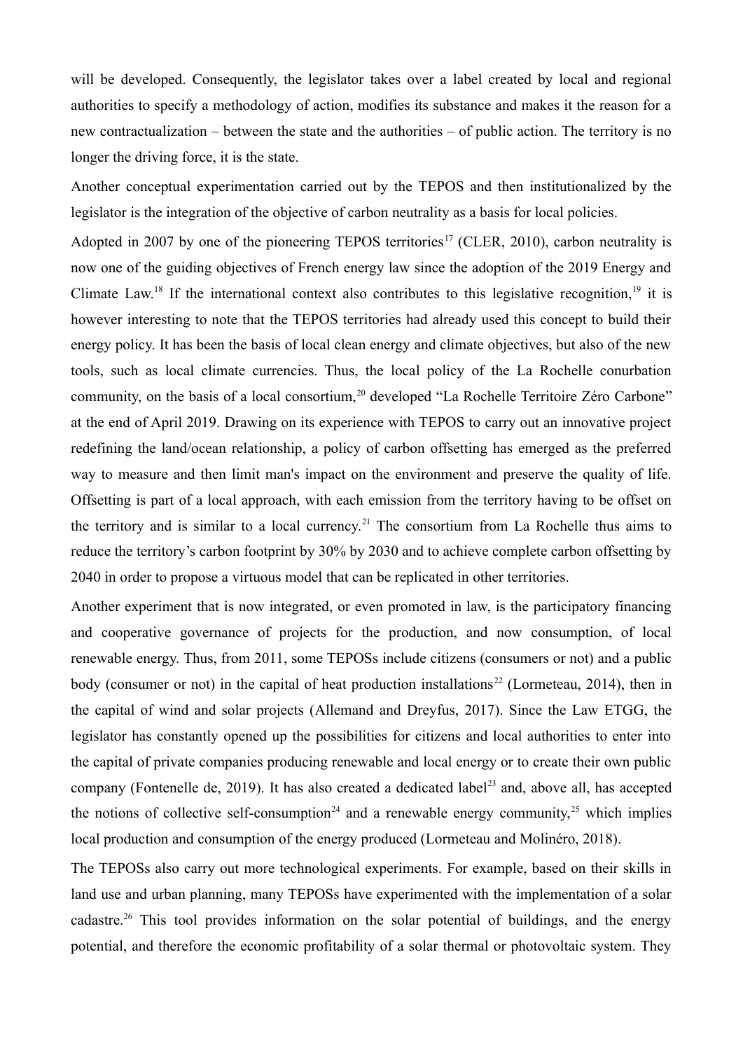will be developed. Consequently, the legislator takes over a label created by local and regional authorities to specify a methodology of action, modifies its substance and makes it the reason for a new contractualization – between the state and the authorities – of public action. The territory is no longer the driving force, it is the state.

Another conceptual experimentation carried out by the TEPOS and then institutionalized by the legislator is the integration of the objective of carbon neutrality as a basis for local policies.

Adopted in 2007 by one of the pioneering TEPOS territories[17] (CLER, 2010), carbon neutrality is now one of the guiding objectives of French energy law since the adoption of the 2019 Energy and Climate Law.[18] If the international context also contributes to this legislative recognition,[19] it is however interesting to note that the TEPOS territories had already used this concept to build their energy policy. It has been the basis of local clean energy and climate objectives, but also of the new tools, such as local climate currencies. Thus, the local policy of the La Rochelle conurbation community, on the basis of a local consortium,[20] developed "La Rochelle Territoire Zéro Carbone" at the end of April 2019. Drawing on its experience with TEPOS to carry out an innovative project redefining the land/ocean relationship, a policy of carbon offsetting has emerged as the preferred way to measure and then limit man's impact on the environment and preserve the quality of life. Offsetting is part of a local approach, with each emission from the territory having to be offset on the territory and is similar to a local currency.[21] The consortium from La Rochelle thus aims to reduce the territory's carbon footprint by 30% by 2030 and to achieve complete carbon offsetting by 2040 in order to propose a virtuous model that can be replicated in other territories.

Another experiment that is now integrated, or even promoted in law, is the participatory financing and cooperative governance of projects for the production, and now consumption, of local renewable energy. Thus, from 2011, some TEPOSs include citizens (consumers or not) and a public body (consumer or not) in the capital of heat production installations[22] (Lormeteau, 2014), then in the capital of wind and solar projects (Allemand and Dreyfus, 2017). Since the Law ETGG, the legislator has constantly opened up the possibilities for citizens and local authorities to enter into the capital of private companies producing renewable and local energy or to create their own public company (Fontenelle de, 2019). It has also created a dedicated label[23] and, above all, has accepted the notions of collective self-consumption[24] and a renewable energy community,[25] which implies local production and consumption of the energy produced (Lormeteau and Molinéro, 2018).

The TEPOSs also carry out more technological experiments. For example, based on their skills in land use and urban planning, many TEPOSs have experimented with the implementation of a solar cadastre.[26] This tool provides information on the solar potential of buildings, and the energy potential, and therefore the economic profitability of a solar thermal or photovoltaic system. They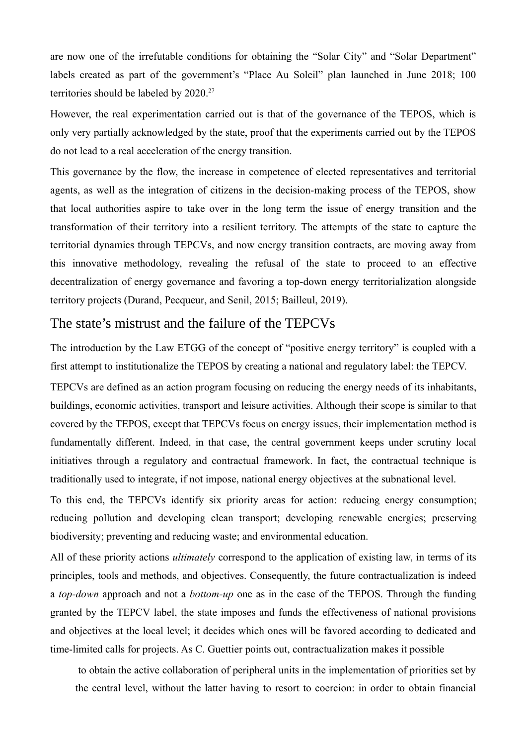are now one of the irrefutable conditions for obtaining the "Solar City" and "Solar Department" labels created as part of the government's "Place Au Soleil" plan launched in June 2018; 100 territories should be labeled by 2020.[27]

However, the real experimentation carried out is that of the governance of the TEPOS, which is only very partially acknowledged by the state, proof that the experiments carried out by the TEPOS do not lead to a real acceleration of the energy transition.

This governance by the flow, the increase in competence of elected representatives and territorial agents, as well as the integration of citizens in the decision-making process of the TEPOS, show that local authorities aspire to take over in the long term the issue of energy transition and the transformation of their territory into a resilient territory. The attempts of the state to capture the territorial dynamics through TEPCVs, and now energy transition contracts, are moving away from this innovative methodology, revealing the refusal of the state to proceed to an effective decentralization of energy governance and favoring a top-down energy territorialization alongside territory projects (Durand, Pecqueur, and Senil, 2015; Bailleul, 2019).

## The state's mistrust and the failure of the TEPCVs

The introduction by the Law ETGG of the concept of "positive energy territory" is coupled with a first attempt to institutionalize the TEPOS by creating a national and regulatory label: the TEPCV.

TEPCVs are defined as an action program focusing on reducing the energy needs of its inhabitants, buildings, economic activities, transport and leisure activities. Although their scope is similar to that covered by the TEPOS, except that TEPCVs focus on energy issues, their implementation method is fundamentally different. Indeed, in that case, the central government keeps under scrutiny local initiatives through a regulatory and contractual framework. In fact, the contractual technique is traditionally used to integrate, if not impose, national energy objectives at the subnational level.

To this end, the TEPCVs identify six priority areas for action: reducing energy consumption; reducing pollution and developing clean transport; developing renewable energies; preserving biodiversity; preventing and reducing waste; and environmental education.

All of these priority actions *ultimately* correspond to the application of existing law, in terms of its principles, tools and methods, and objectives. Consequently, the future contractualization is indeed a *top-down* approach and not a *bottom-up* one as in the case of the TEPOS. Through the funding granted by the TEPCV label, the state imposes and funds the effectiveness of national provisions and objectives at the local level; it decides which ones will be favored according to dedicated and time-limited calls for projects. As C. Guettier points out, contractualization makes it possible

> to obtain the active collaboration of peripheral units in the implementation of priorities set by the central level, without the latter having to resort to coercion: in order to obtain financial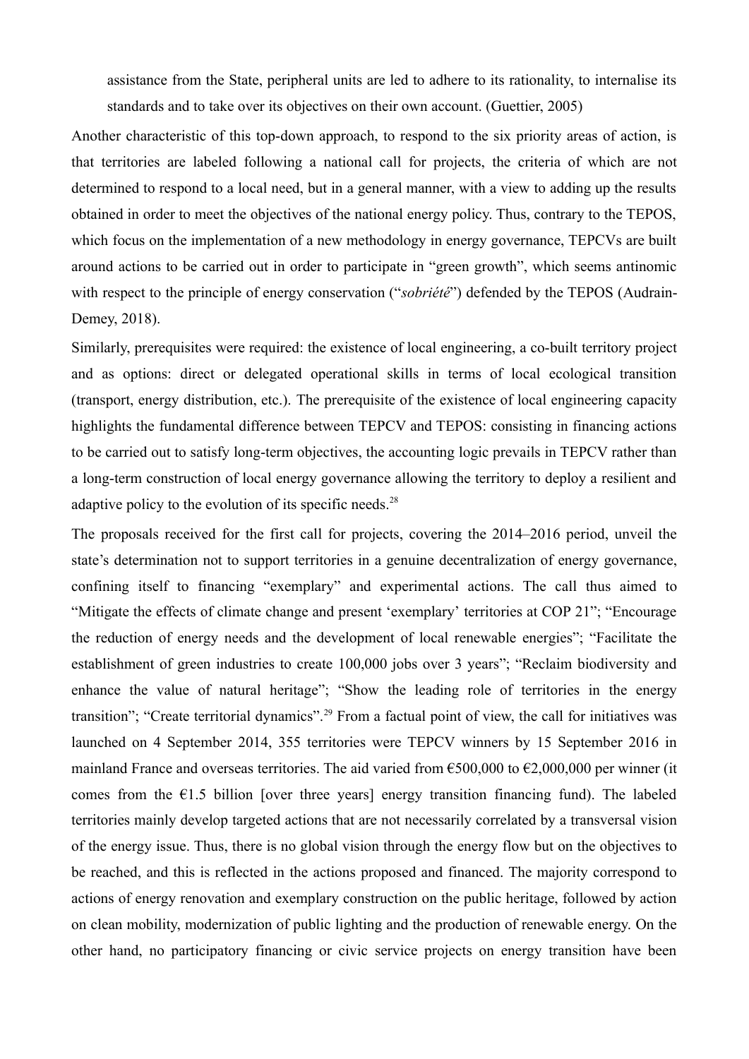assistance from the State, peripheral units are led to adhere to its rationality, to internalise its standards and to take over its objectives on their own account. (Guettier, 2005)

Another characteristic of this top-down approach, to respond to the six priority areas of action, is that territories are labeled following a national call for projects, the criteria of which are not determined to respond to a local need, but in a general manner, with a view to adding up the results obtained in order to meet the objectives of the national energy policy. Thus, contrary to the TEPOS, which focus on the implementation of a new methodology in energy governance, TEPCVs are built around actions to be carried out in order to participate in "green growth", which seems antinomic with respect to the principle of energy conservation ("*sobriété*") defended by the TEPOS (Audrain-Demey, 2018).

Similarly, prerequisites were required: the existence of local engineering, a co-built territory project and as options: direct or delegated operational skills in terms of local ecological transition (transport, energy distribution, etc.). The prerequisite of the existence of local engineering capacity highlights the fundamental difference between TEPCV and TEPOS: consisting in financing actions to be carried out to satisfy long-term objectives, the accounting logic prevails in TEPCV rather than a long-term construction of local energy governance allowing the territory to deploy a resilient and adaptive policy to the evolution of its specific needs.[28]

The proposals received for the first call for projects, covering the 2014–2016 period, unveil the state's determination not to support territories in a genuine decentralization of energy governance, confining itself to financing "exemplary" and experimental actions. The call thus aimed to "Mitigate the effects of climate change and present 'exemplary' territories at COP 21"; "Encourage the reduction of energy needs and the development of local renewable energies"; "Facilitate the establishment of green industries to create 100,000 jobs over 3 years"; "Reclaim biodiversity and enhance the value of natural heritage"; "Show the leading role of territories in the energy transition"; "Create territorial dynamics".[29] From a factual point of view, the call for initiatives was launched on 4 September 2014, 355 territories were TEPCV winners by 15 September 2016 in mainland France and overseas territories. The aid varied from €500,000 to €2,000,000 per winner (it comes from the €1.5 billion [over three years] energy transition financing fund). The labeled territories mainly develop targeted actions that are not necessarily correlated by a transversal vision of the energy issue. Thus, there is no global vision through the energy flow but on the objectives to be reached, and this is reflected in the actions proposed and financed. The majority correspond to actions of energy renovation and exemplary construction on the public heritage, followed by action on clean mobility, modernization of public lighting and the production of renewable energy. On the other hand, no participatory financing or civic service projects on energy transition have been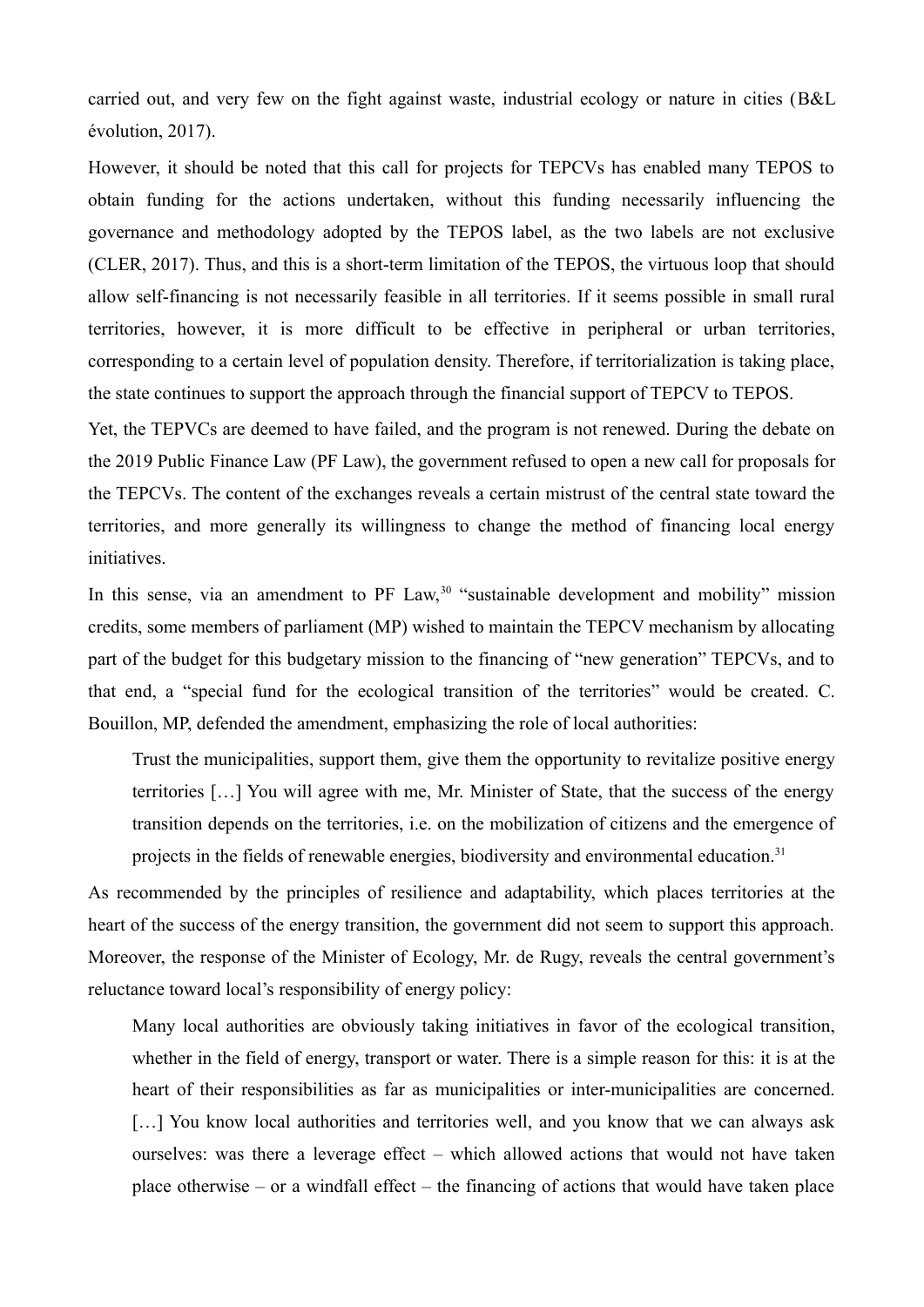carried out, and very few on the fight against waste, industrial ecology or nature in cities (B&L évolution, 2017).

However, it should be noted that this call for projects for TEPCVs has enabled many TEPOS to obtain funding for the actions undertaken, without this funding necessarily influencing the governance and methodology adopted by the TEPOS label, as the two labels are not exclusive (CLER, 2017). Thus, and this is a short-term limitation of the TEPOS, the virtuous loop that should allow self-financing is not necessarily feasible in all territories. If it seems possible in small rural territories, however, it is more difficult to be effective in peripheral or urban territories, corresponding to a certain level of population density. Therefore, if territorialization is taking place, the state continues to support the approach through the financial support of TEPCV to TEPOS.

Yet, the TEPVCs are deemed to have failed, and the program is not renewed. During the debate on the 2019 Public Finance Law (PF Law), the government refused to open a new call for proposals for the TEPCVs. The content of the exchanges reveals a certain mistrust of the central state toward the territories, and more generally its willingness to change the method of financing local energy initiatives.

In this sense, via an amendment to PF Law,[30] "sustainable development and mobility" mission credits, some members of parliament (MP) wished to maintain the TEPCV mechanism by allocating part of the budget for this budgetary mission to the financing of "new generation" TEPCVs, and to that end, a "special fund for the ecological transition of the territories" would be created. C. Bouillon, MP, defended the amendment, emphasizing the role of local authorities:

> Trust the municipalities, support them, give them the opportunity to revitalize positive energy territories […] You will agree with me, Mr. Minister of State, that the success of the energy transition depends on the territories, i.e. on the mobilization of citizens and the emergence of projects in the fields of renewable energies, biodiversity and environmental education.[31]

As recommended by the principles of resilience and adaptability, which places territories at the heart of the success of the energy transition, the government did not seem to support this approach. Moreover, the response of the Minister of Ecology, Mr. de Rugy, reveals the central government's reluctance toward local's responsibility of energy policy:

> Many local authorities are obviously taking initiatives in favor of the ecological transition, whether in the field of energy, transport or water. There is a simple reason for this: it is at the heart of their responsibilities as far as municipalities or inter-municipalities are concerned. […] You know local authorities and territories well, and you know that we can always ask ourselves: was there a leverage effect – which allowed actions that would not have taken place otherwise – or a windfall effect – the financing of actions that would have taken place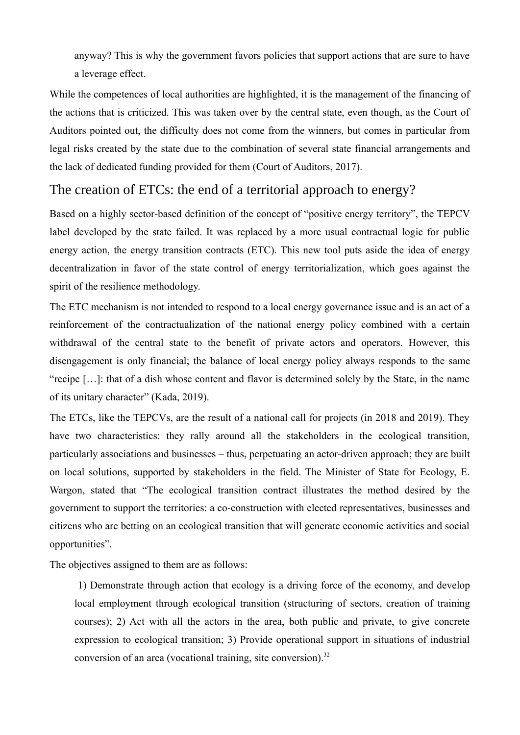anyway? This is why the government favors policies that support actions that are sure to have a leverage effect.

While the competences of local authorities are highlighted, it is the management of the financing of the actions that is criticized. This was taken over by the central state, even though, as the Court of Auditors pointed out, the difficulty does not come from the winners, but comes in particular from legal risks created by the state due to the combination of several state financial arrangements and the lack of dedicated funding provided for them (Court of Auditors, 2017).

## The creation of ETCs: the end of a territorial approach to energy?

Based on a highly sector-based definition of the concept of "positive energy territory", the TEPCV label developed by the state failed. It was replaced by a more usual contractual logic for public energy action, the energy transition contracts (ETC). This new tool puts aside the idea of energy decentralization in favor of the state control of energy territorialization, which goes against the spirit of the resilience methodology.

The ETC mechanism is not intended to respond to a local energy governance issue and is an act of a reinforcement of the contractualization of the national energy policy combined with a certain withdrawal of the central state to the benefit of private actors and operators. However, this disengagement is only financial; the balance of local energy policy always responds to the same "recipe […]: that of a dish whose content and flavor is determined solely by the State, in the name of its unitary character" (Kada, 2019).

The ETCs, like the TEPCVs, are the result of a national call for projects (in 2018 and 2019). They have two characteristics: they rally around all the stakeholders in the ecological transition, particularly associations and businesses – thus, perpetuating an actor-driven approach; they are built on local solutions, supported by stakeholders in the field. The Minister of State for Ecology, E. Wargon, stated that "The ecological transition contract illustrates the method desired by the government to support the territories: a co-construction with elected representatives, businesses and citizens who are betting on an ecological transition that will generate economic activities and social opportunities".

The objectives assigned to them are as follows:

> 1) Demonstrate through action that ecology is a driving force of the economy, and develop local employment through ecological transition (structuring of sectors, creation of training courses); 2) Act with all the actors in the area, both public and private, to give concrete expression to ecological transition; 3) Provide operational support in situations of industrial conversion of an area (vocational training, site conversion).[32]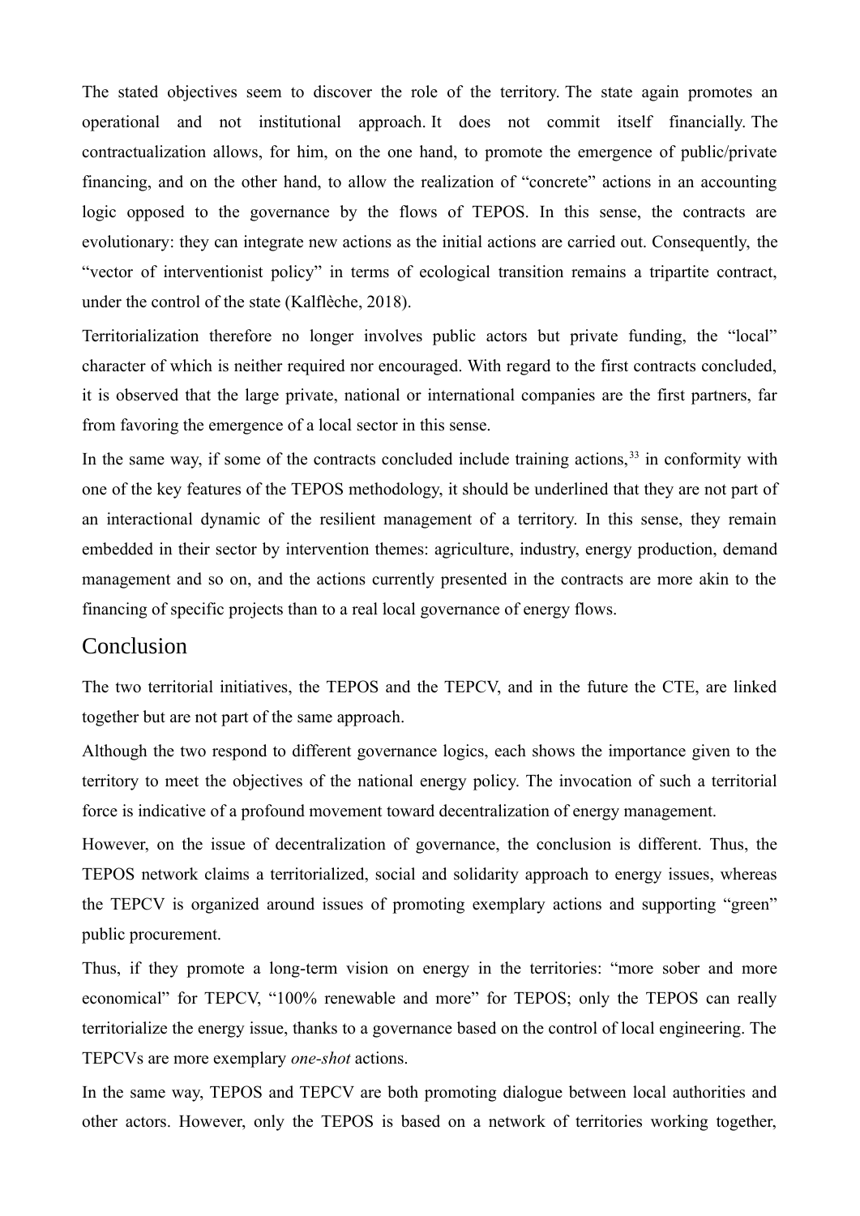The stated objectives seem to discover the role of the territory. The state again promotes an operational and not institutional approach. It does not commit itself financially. The contractualization allows, for him, on the one hand, to promote the emergence of public/private financing, and on the other hand, to allow the realization of “concrete” actions in an accounting logic opposed to the governance by the flows of TEPOS. In this sense, the contracts are evolutionary: they can integrate new actions as the initial actions are carried out. Consequently, the “vector of interventionist policy” in terms of ecological transition remains a tripartite contract, under the control of the state (Kalflèche, 2018).

Territorialization therefore no longer involves public actors but private funding, the “local” character of which is neither required nor encouraged. With regard to the first contracts concluded, it is observed that the large private, national or international companies are the first partners, far from favoring the emergence of a local sector in this sense.

In the same way, if some of the contracts concluded include training actions,[33] in conformity with one of the key features of the TEPOS methodology, it should be underlined that they are not part of an interactional dynamic of the resilient management of a territory. In this sense, they remain embedded in their sector by intervention themes: agriculture, industry, energy production, demand management and so on, and the actions currently presented in the contracts are more akin to the financing of specific projects than to a real local governance of energy flows.

## Conclusion

The two territorial initiatives, the TEPOS and the TEPCV, and in the future the CTE, are linked together but are not part of the same approach.

Although the two respond to different governance logics, each shows the importance given to the territory to meet the objectives of the national energy policy. The invocation of such a territorial force is indicative of a profound movement toward decentralization of energy management.

However, on the issue of decentralization of governance, the conclusion is different. Thus, the TEPOS network claims a territorialized, social and solidarity approach to energy issues, whereas the TEPCV is organized around issues of promoting exemplary actions and supporting “green” public procurement.

Thus, if they promote a long-term vision on energy in the territories: “more sober and more economical” for TEPCV, “100% renewable and more” for TEPOS; only the TEPOS can really territorialize the energy issue, thanks to a governance based on the control of local engineering. The TEPCVs are more exemplary *one-shot* actions.

In the same way, TEPOS and TEPCV are both promoting dialogue between local authorities and other actors. However, only the TEPOS is based on a network of territories working together,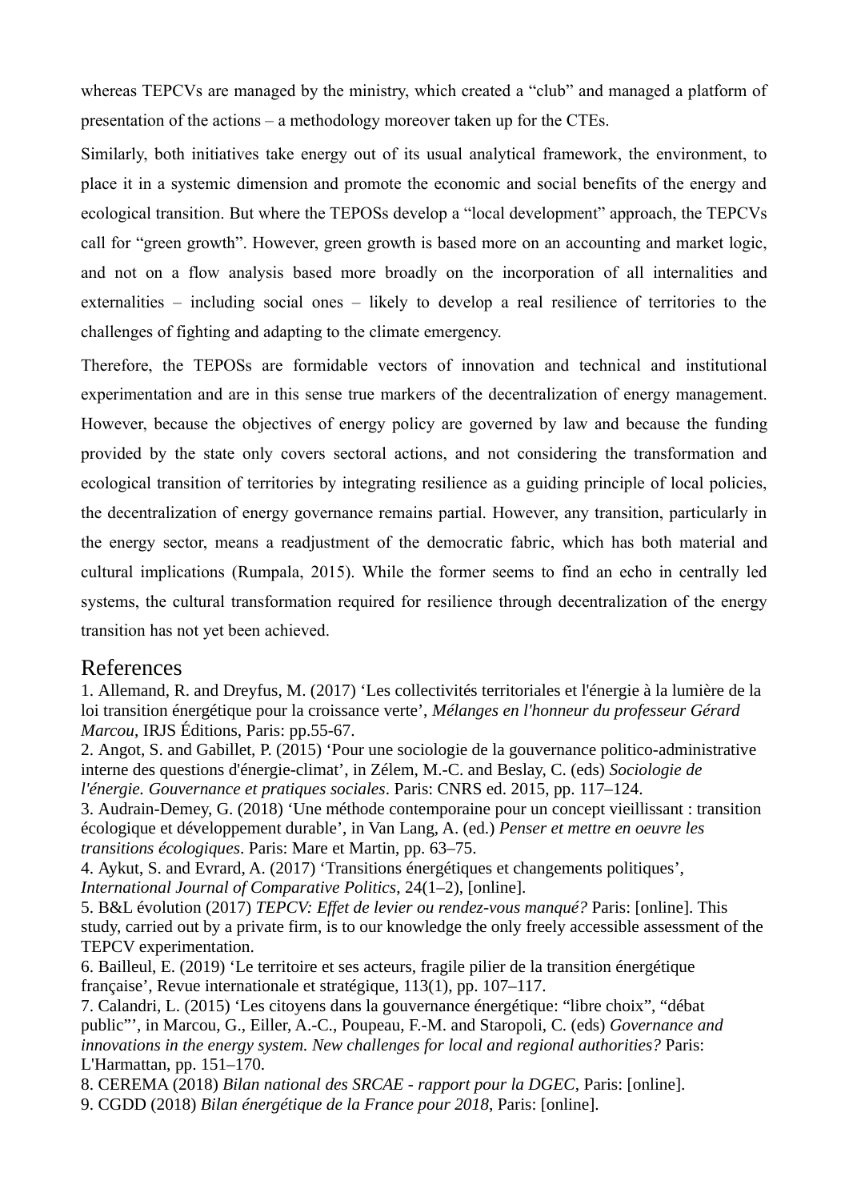whereas TEPCVs are managed by the ministry, which created a "club" and managed a platform of presentation of the actions – a methodology moreover taken up for the CTEs.

Similarly, both initiatives take energy out of its usual analytical framework, the environment, to place it in a systemic dimension and promote the economic and social benefits of the energy and ecological transition. But where the TEPOSs develop a "local development" approach, the TEPCVs call for "green growth". However, green growth is based more on an accounting and market logic, and not on a flow analysis based more broadly on the incorporation of all internalities and externalities – including social ones – likely to develop a real resilience of territories to the challenges of fighting and adapting to the climate emergency.

Therefore, the TEPOSs are formidable vectors of innovation and technical and institutional experimentation and are in this sense true markers of the decentralization of energy management. However, because the objectives of energy policy are governed by law and because the funding provided by the state only covers sectoral actions, and not considering the transformation and ecological transition of territories by integrating resilience as a guiding principle of local policies, the decentralization of energy governance remains partial. However, any transition, particularly in the energy sector, means a readjustment of the democratic fabric, which has both material and cultural implications (Rumpala, 2015). While the former seems to find an echo in centrally led systems, the cultural transformation required for resilience through decentralization of the energy transition has not yet been achieved.

# References

1. Allemand, R. and Dreyfus, M. (2017) 'Les collectivités territoriales et l'énergie à la lumière de la loi transition énergétique pour la croissance verte', *Mélanges en l'honneur du professeur Gérard Marcou*, IRJS Éditions, Paris: pp.55-67.
2. Angot, S. and Gabillet, P. (2015) 'Pour une sociologie de la gouvernance politico-administrative interne des questions d'énergie-climat', in Zélem, M.-C. and Beslay, C. (eds) *Sociologie de l'énergie. Gouvernance et pratiques sociales*. Paris: CNRS ed. 2015, pp. 117–124.
3. Audrain-Demey, G. (2018) 'Une méthode contemporaine pour un concept vieillissant : transition écologique et développement durable', in Van Lang, A. (ed.) *Penser et mettre en oeuvre les transitions écologiques*. Paris: Mare et Martin, pp. 63–75.
4. Aykut, S. and Evrard, A. (2017) 'Transitions énergétiques et changements politiques', *International Journal of Comparative Politics*, 24(1–2), [online].
5. B&L évolution (2017) *TEPCV: Effet de levier ou rendez-vous manqué?* Paris: [online]. This study, carried out by a private firm, is to our knowledge the only freely accessible assessment of the TEPCV experimentation.
6. Bailleul, E. (2019) 'Le territoire et ses acteurs, fragile pilier de la transition énergétique française', Revue internationale et stratégique, 113(1), pp. 107–117.
7. Calandri, L. (2015) 'Les citoyens dans la gouvernance énergétique: "libre choix", "débat public"', in Marcou, G., Eiller, A.-C., Poupeau, F.-M. and Staropoli, C. (eds) *Governance and innovations in the energy system. New challenges for local and regional authorities?* Paris: L'Harmattan, pp. 151–170.
8. CEREMA (2018) *Bilan national des SRCAE - rapport pour la DGEC*, Paris: [online].
9. CGDD (2018) *Bilan énergétique de la France pour 2018*, Paris: [online].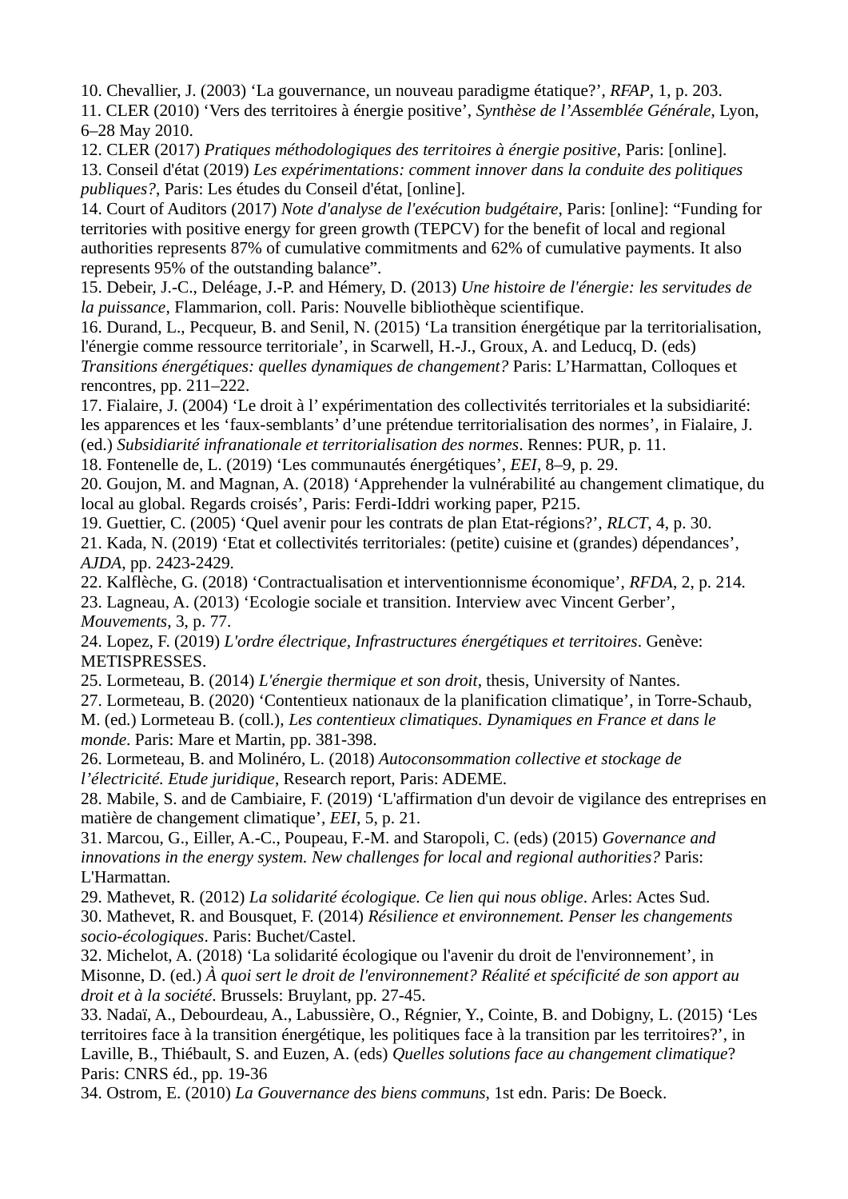10. Chevallier, J. (2003) ‘La gouvernance, un nouveau paradigme étatique?’, *RFAP*, 1, p. 203.
11. CLER (2010) ‘Vers des territoires à énergie positive’, *Synthèse de l’Assemblée Générale*, Lyon, 6–28 May 2010.
12. CLER (2017) *Pratiques méthodologiques des territoires à énergie positive*, Paris: [online].
13. Conseil d'état (2019) *Les expérimentations: comment innover dans la conduite des politiques publiques?*, Paris: Les études du Conseil d'état, [online].
14. Court of Auditors (2017) *Note d'analyse de l'exécution budgétaire*, Paris: [online]: “Funding for territories with positive energy for green growth (TEPCV) for the benefit of local and regional authorities represents 87% of cumulative commitments and 62% of cumulative payments. It also represents 95% of the outstanding balance”.
15. Debeir, J.-C., Deléage, J.-P. and Hémery, D. (2013) *Une histoire de l'énergie: les servitudes de la puissance*, Flammarion, coll. Paris: Nouvelle bibliothèque scientifique.
16. Durand, L., Pecqueur, B. and Senil, N. (2015) ‘La transition énergétique par la territorialisation, l'énergie comme ressource territoriale’, in Scarwell, H.-J., Groux, A. and Leducq, D. (eds) *Transitions énergétiques: quelles dynamiques de changement?* Paris: L’Harmattan, Colloques et rencontres, pp. 211–222.
17. Fialaire, J. (2004) ‘Le droit à l’ expérimentation des collectivités territoriales et la subsidiarité: les apparences et les ‘faux-semblants’ d’une prétendue territorialisation des normes’, in Fialaire, J. (ed.) *Subsidiarité infranationale et territorialisation des normes*. Rennes: PUR, p. 11.
18. Fontenelle de, L. (2019) ‘Les communautés énergétiques’, *EEI*, 8–9, p. 29.
20. Goujon, M. and Magnan, A. (2018) ‘Apprehender la vulnérabilité au changement climatique, du local au global. Regards croisés’, Paris: Ferdi-Iddri working paper, P215.
19. Guettier, C. (2005) ‘Quel avenir pour les contrats de plan Etat-régions?’, *RLCT*, 4, p. 30.
21. Kada, N. (2019) ‘Etat et collectivités territoriales: (petite) cuisine et (grandes) dépendances’, *AJDA*, pp. 2423-2429.
22. Kalflèche, G. (2018) ‘Contractualisation et interventionnisme économique’, *RFDA*, 2, p. 214.
23. Lagneau, A. (2013) ‘Ecologie sociale et transition. Interview avec Vincent Gerber’, *Mouvements*, 3, p. 77.
24. Lopez, F. (2019) *L'ordre électrique, Infrastructures énergétiques et territoires*. Genève: METISPRESSES.
25. Lormeteau, B. (2014) *L'énergie thermique et son droit*, thesis, University of Nantes.
27. Lormeteau, B. (2020) ‘Contentieux nationaux de la planification climatique’, in Torre-Schaub, M. (ed.) Lormeteau B. (coll.), *Les contentieux climatiques. Dynamiques en France et dans le monde*. Paris: Mare et Martin, pp. 381-398.
26. Lormeteau, B. and Molinéro, L. (2018) *Autoconsommation collective et stockage de l’électricité. Etude juridique*, Research report, Paris: ADEME.
28. Mabile, S. and de Cambiaire, F. (2019) ‘L'affirmation d'un devoir de vigilance des entreprises en matière de changement climatique’, *EEI*, 5, p. 21.
31. Marcou, G., Eiller, A.-C., Poupeau, F.-M. and Staropoli, C. (eds) (2015) *Governance and innovations in the energy system. New challenges for local and regional authorities?* Paris: L'Harmattan.
29. Mathevet, R. (2012) *La solidarité écologique. Ce lien qui nous oblige*. Arles: Actes Sud.
30. Mathevet, R. and Bousquet, F. (2014) *Résilience et environnement. Penser les changements socio-écologiques*. Paris: Buchet/Castel.
32. Michelot, A. (2018) ‘La solidarité écologique ou l'avenir du droit de l'environnement’, in Misonne, D. (ed.) *À quoi sert le droit de l'environnement? Réalité et spécificité de son apport au droit et à la société*. Brussels: Bruylant, pp. 27-45.
33. Nadaï, A., Debourdeau, A., Labussière, O., Régnier, Y., Cointe, B. and Dobigny, L. (2015) ‘Les territoires face à la transition énergétique, les politiques face à la transition par les territoires?’, in Laville, B., Thiébault, S. and Euzen, A. (eds) *Quelles solutions face au changement climatique*? Paris: CNRS éd., pp. 19-36
34. Ostrom, E. (2010) *La Gouvernance des biens communs*, 1st edn. Paris: De Boeck.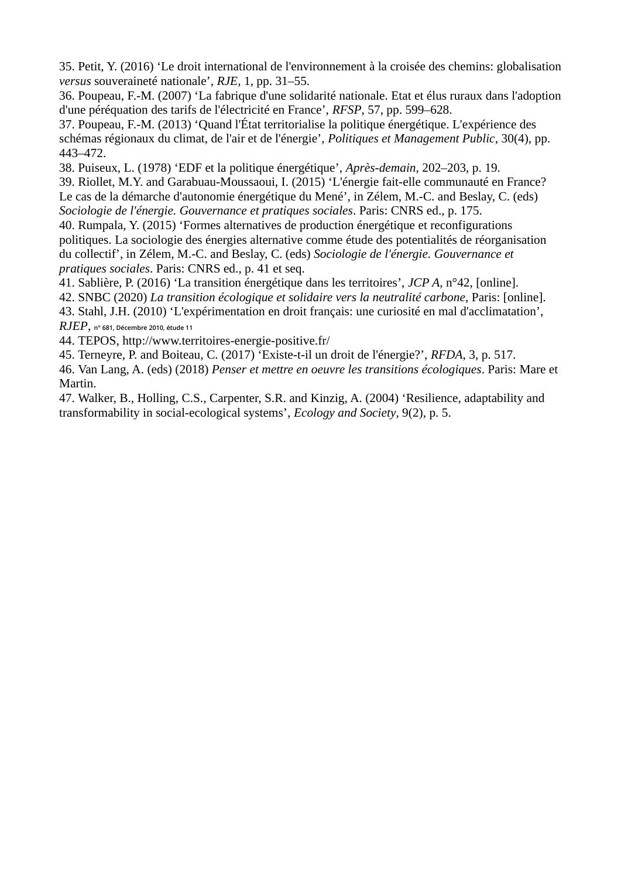35. Petit, Y. (2016) ‘Le droit international de l'environnement à la croisée des chemins: globalisation *versus* souveraineté nationale’, *RJE*, 1, pp. 31–55.
36. Poupeau, F.-M. (2007) ‘La fabrique d'une solidarité nationale. Etat et élus ruraux dans l'adoption d'une péréquation des tarifs de l'électricité en France’, *RFSP*, 57, pp. 599–628.
37. Poupeau, F.-M. (2013) ‘Quand l'État territorialise la politique énergétique. L'expérience des schémas régionaux du climat, de l'air et de l'énergie’, *Politiques et Management Public*, 30(4), pp. 443–472.
38. Puiseux, L. (1978) ‘EDF et la politique énergétique’, *Après-demain*, 202–203, p. 19.
39. Riollet, M.Y. and Garabuau-Moussaoui, I. (2015) ‘L'énergie fait-elle communauté en France? Le cas de la démarche d'autonomie énergétique du Mené’, in Zélem, M.-C. and Beslay, C. (eds) *Sociologie de l'énergie. Gouvernance et pratiques sociales*. Paris: CNRS ed., p. 175.
40. Rumpala, Y. (2015) ‘Formes alternatives de production énergétique et reconfigurations politiques. La sociologie des énergies alternative comme étude des potentialités de réorganisation du collectif’, in Zélem, M.-C. and Beslay, C. (eds) *Sociologie de l'énergie. Gouvernance et pratiques sociales*. Paris: CNRS ed., p. 41 et seq.
41. Sablière, P. (2016) ‘La transition énergétique dans les territoires’, *JCP A*, n°42, [online].
42. SNBC (2020) *La transition écologique et solidaire vers la neutralité carbone*, Paris: [online].
43. Stahl, J.H. (2010) ‘L'expérimentation en droit français: une curiosité en mal d'acclimatation’, *RJEP*, n° 681, Décembre 2010, étude 11
44. TEPOS, http://www.territoires-energie-positive.fr/
45. Terneyre, P. and Boiteau, C. (2017) ‘Existe-t-il un droit de l'énergie?’, *RFDA*, 3, p. 517.
46. Van Lang, A. (eds) (2018) *Penser et mettre en oeuvre les transitions écologiques*. Paris: Mare et Martin.
47. Walker, B., Holling, C.S., Carpenter, S.R. and Kinzig, A. (2004) ‘Resilience, adaptability and transformability in social-ecological systems’, *Ecology and Society*, 9(2), p. 5.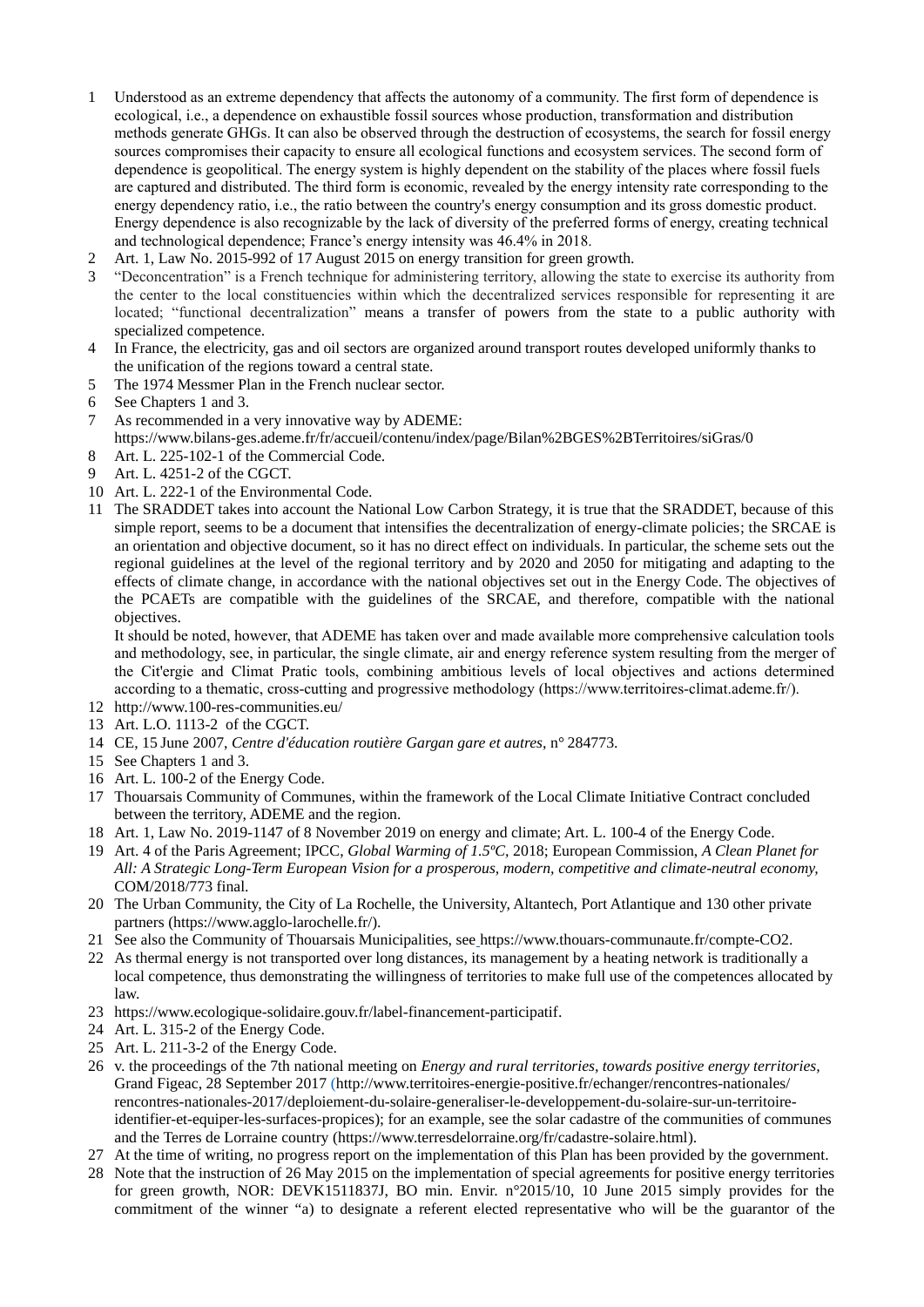1. Understood as an extreme dependency that affects the autonomy of a community. The first form of dependence is ecological, i.e., a dependence on exhaustible fossil sources whose production, transformation and distribution methods generate GHGs. It can also be observed through the destruction of ecosystems, the search for fossil energy sources compromises their capacity to ensure all ecological functions and ecosystem services. The second form of dependence is geopolitical. The energy system is highly dependent on the stability of the places where fossil fuels are captured and distributed. The third form is economic, revealed by the energy intensity rate corresponding to the energy dependency ratio, i.e., the ratio between the country's energy consumption and its gross domestic product. Energy dependence is also recognizable by the lack of diversity of the preferred forms of energy, creating technical and technological dependence; France's energy intensity was 46.4% in 2018.
2. Art. 1, Law No. 2015-992 of 17 August 2015 on energy transition for green growth.
3. "Deconcentration" is a French technique for administering territory, allowing the state to exercise its authority from the center to the local constituencies within which the decentralized services responsible for representing it are located; "functional decentralization" means a transfer of powers from the state to a public authority with specialized competence.
4. In France, the electricity, gas and oil sectors are organized around transport routes developed uniformly thanks to the unification of the regions toward a central state.
5. The 1974 Messmer Plan in the French nuclear sector.
6. See Chapters 1 and 3.
7. As recommended in a very innovative way by ADEME: https://www.bilans-ges.ademe.fr/fr/accueil/contenu/index/page/Bilan%2BGES%2BTerritoires/siGras/0
8. Art. L. 225-102-1 of the Commercial Code.
9. Art. L. 4251-2 of the CGCT.
10. Art. L. 222-1 of the Environmental Code.
11. The SRADDET takes into account the National Low Carbon Strategy, it is true that the SRADDET, because of this simple report, seems to be a document that intensifies the decentralization of energy-climate policies; the SRCAE is an orientation and objective document, so it has no direct effect on individuals. In particular, the scheme sets out the regional guidelines at the level of the regional territory and by 2020 and 2050 for mitigating and adapting to the effects of climate change, in accordance with the national objectives set out in the Energy Code. The objectives of the PCAETs are compatible with the guidelines of the SRCAE, and therefore, compatible with the national objectives.

    It should be noted, however, that ADEME has taken over and made available more comprehensive calculation tools and methodology, see, in particular, the single climate, air and energy reference system resulting from the merger of the Cit'ergie and Climat Pratic tools, combining ambitious levels of local objectives and actions determined according to a thematic, cross-cutting and progressive methodology (https://www.territoires-climat.ademe.fr/).
12. http://www.100-res-communities.eu/
13. Art. L.O. 1113-2 of the CGCT.
14. CE, 15 June 2007, *Centre d'éducation routière Gargan gare et autres*, n° 284773.
15. See Chapters 1 and 3.
16. Art. L. 100-2 of the Energy Code.
17. Thouarsais Community of Communes, within the framework of the Local Climate Initiative Contract concluded between the territory, ADEME and the region.
18. Art. 1, Law No. 2019-1147 of 8 November 2019 on energy and climate; Art. L. 100-4 of the Energy Code.
19. Art. 4 of the Paris Agreement; IPCC, *Global Warming of 1.5ºC*, 2018; European Commission, *A Clean Planet for All: A Strategic Long-Term European Vision for a prosperous, modern, competitive and climate-neutral economy*, COM/2018/773 final.
20. The Urban Community, the City of La Rochelle, the University, Altantech, Port Atlantique and 130 other private partners (https://www.agglo-larochelle.fr/).
21. See also the Community of Thouarsais Municipalities, see https://www.thouars-communaute.fr/compte-CO2.
22. As thermal energy is not transported over long distances, its management by a heating network is traditionally a local competence, thus demonstrating the willingness of territories to make full use of the competences allocated by law.
23. https://www.ecologique-solidaire.gouv.fr/label-financement-participatif.
24. Art. L. 315-2 of the Energy Code.
25. Art. L. 211-3-2 of the Energy Code.
26. v. the proceedings of the 7th national meeting on *Energy and rural territories, towards positive energy territories*, Grand Figeac, 28 September 2017 (http://www.territoires-energie-positive.fr/echanger/rencontres-nationales/rencontres-nationales-2017/deploiement-du-solaire-generaliser-le-developpement-du-solaire-sur-un-territoire-identifier-et-equiper-les-surfaces-propices); for an example, see the solar cadastre of the communities of communes and the Terres de Lorraine country (https://www.terresdelorraine.org/fr/cadastre-solaire.html).
27. At the time of writing, no progress report on the implementation of this Plan has been provided by the government.
28. Note that the instruction of 26 May 2015 on the implementation of special agreements for positive energy territories for green growth, NOR: DEVK1511837J, BO min. Envir. n°2015/10, 10 June 2015 simply provides for the commitment of the winner "a) to designate a referent elected representative who will be the guarantor of the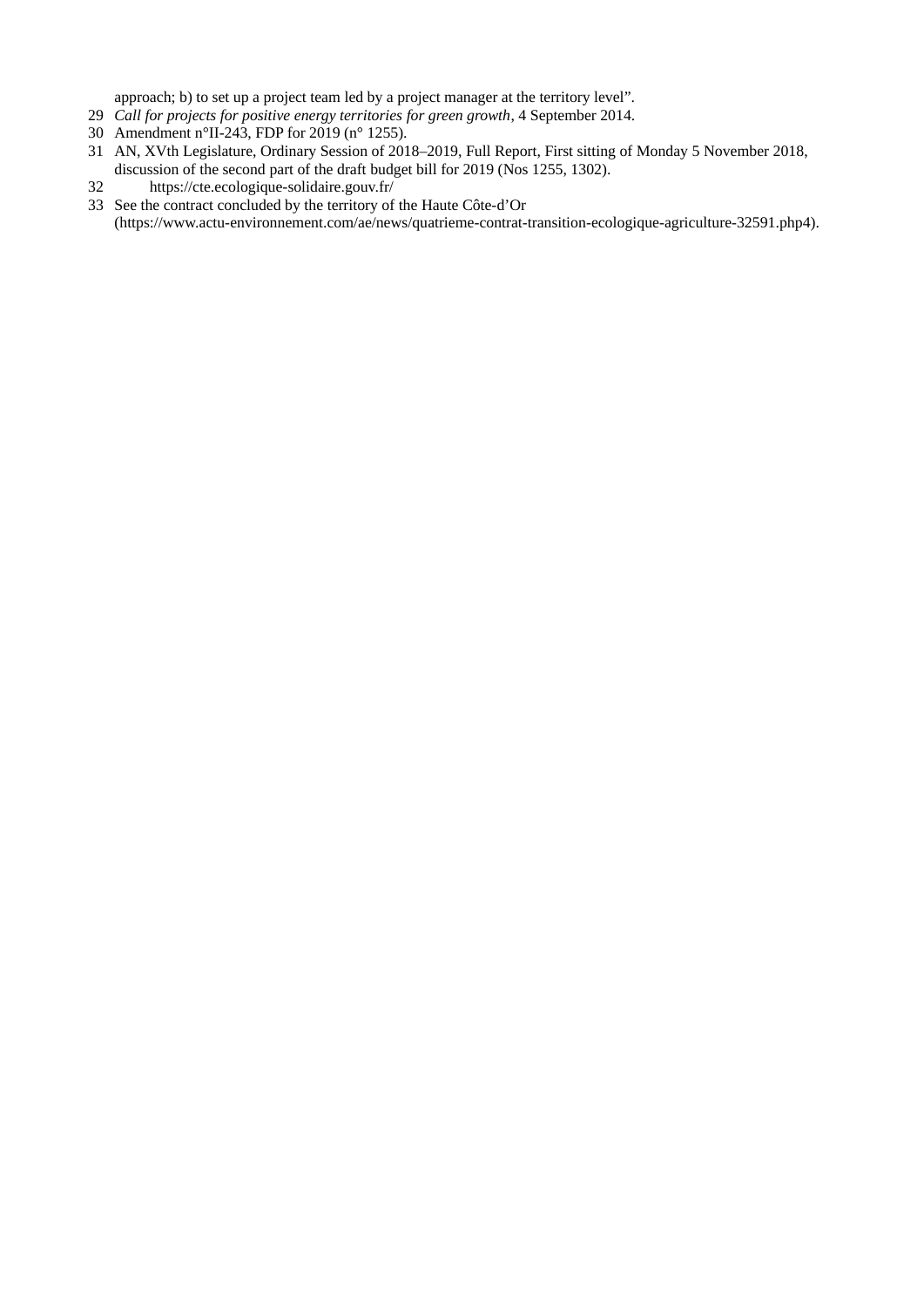approach; b) to set up a project team led by a project manager at the territory level".

29 *Call for projects for positive energy territories for green growth*, 4 September 2014.

30 Amendment n°II-243, FDP for 2019 (n° 1255).

31 AN, XVth Legislature, Ordinary Session of 2018–2019, Full Report, First sitting of Monday 5 November 2018, discussion of the second part of the draft budget bill for 2019 (Nos 1255, 1302).

32 https://cte.ecologique-solidaire.gouv.fr/

33 See the contract concluded by the territory of the Haute Côte-d'Or (https://www.actu-environnement.com/ae/news/quatrieme-contrat-transition-ecologique-agriculture-32591.php4).